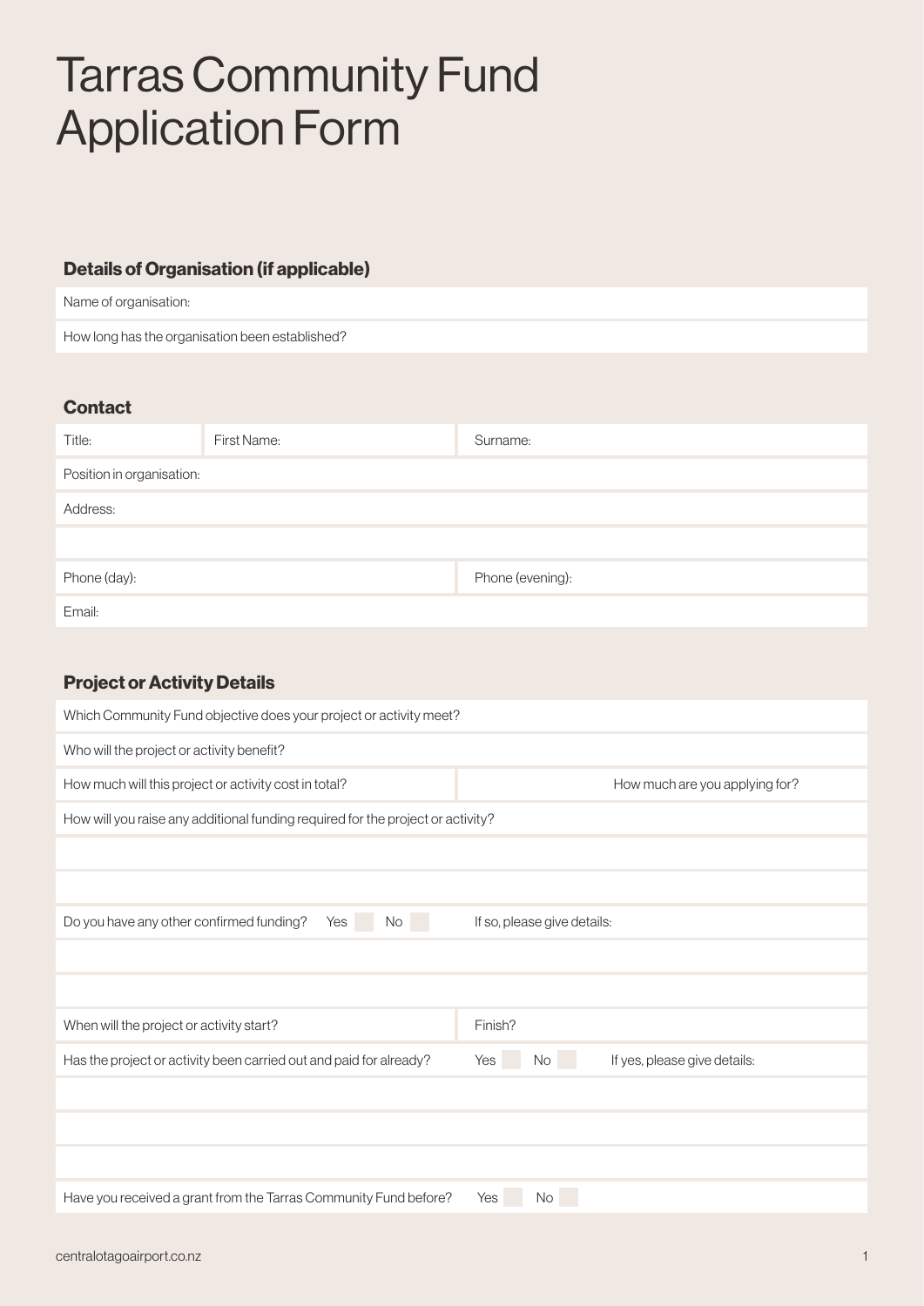# Tarras Community Fund Application Form

### Details of Organisation (if applicable)

| Name of organisation: |
|---|
| How long has the organisation been established? |

### Contact

| Title: | First Name: | Surname: |
|---|---|---|
| Position in organisation: | | |
| Address: | | |
| | | |
| Phone (day): | | Phone (evening): |
| Email: | | |

### Project or Activity Details

| Which Community Fund objective does your project or activity meet? | |
|---|---|
| Who will the project or activity benefit? | |
| How much will this project or activity cost in total? | How much are you applying for? |
| How will you raise any additional funding required for the project or activity? | |
| | |
| | |
| Do you have any other confirmed funding? Yes ☐ No ☐ | If so, please give details: |
| | |
| | |
| When will the project or activity start? | Finish? |
| Has the project or activity been carried out and paid for already? | Yes ☐ No ☐ If yes, please give details: |
| | |
| | |
| | |
| Have you received a grant from the Tarras Community Fund before? | Yes ☐ No ☐ |

centralotagoairport.co.nz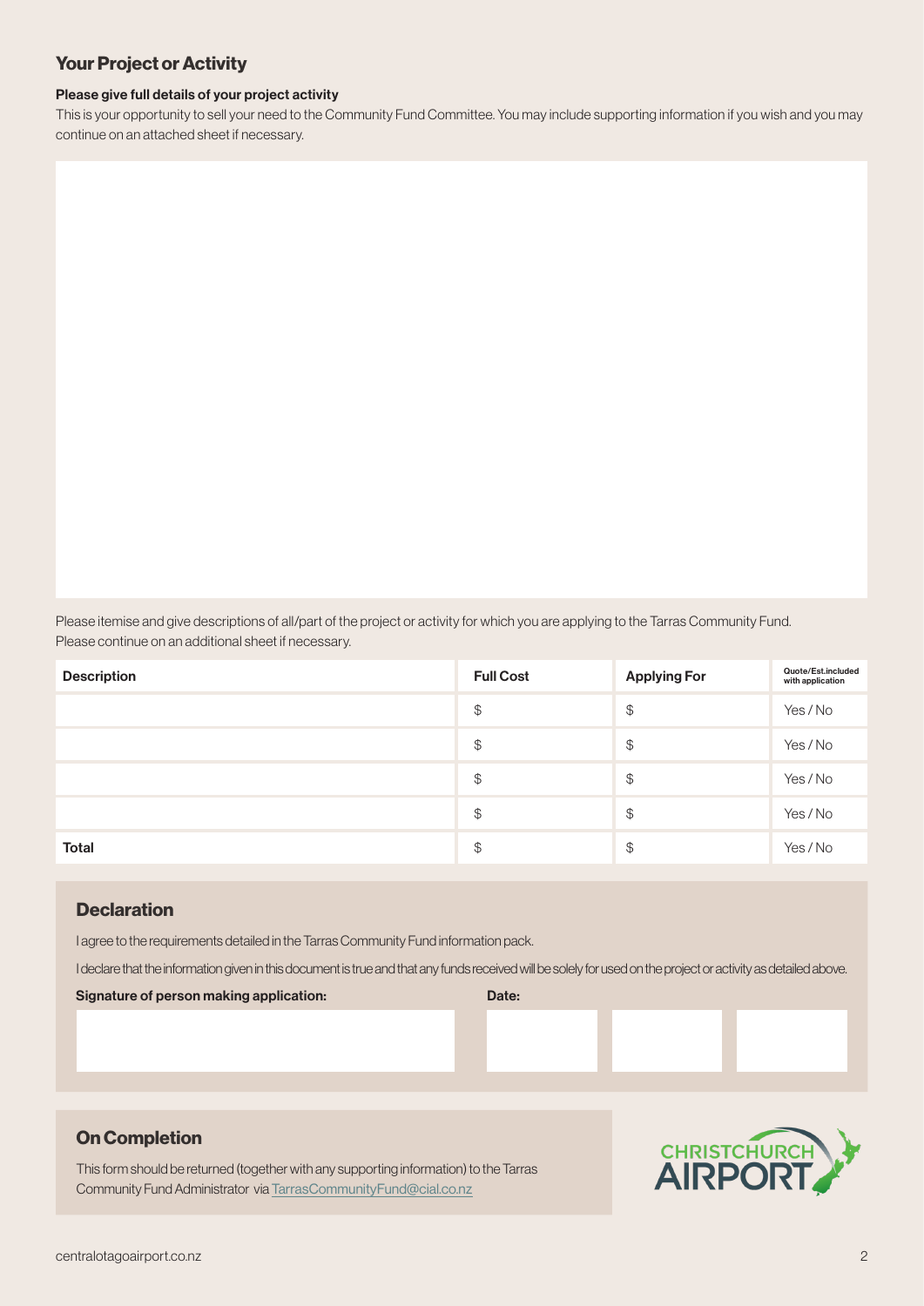## Your Project or Activity

**Please give full details of your project activity**

This is your opportunity to sell your need to the Community Fund Committee. You may include supporting information if you wish and you may continue on an attached sheet if necessary.

Please itemise and give descriptions of all/part of the project or activity for which you are applying to the Tarras Community Fund.
Please continue on an additional sheet if necessary.

| Description | Full Cost | Applying For | Quote/Est.included with application |
|---|---|---|---|
| | $ | $ | Yes / No |
| | $ | $ | Yes / No |
| | $ | $ | Yes / No |
| | $ | $ | Yes / No |
| **Total** | $ | $ | Yes / No |

### Declaration

I agree to the requirements detailed in the Tarras Community Fund information pack.

I declare that the information given in this document is true and that any funds received will be solely for used on the project or activity as detailed above.

**Signature of person making application:**

**Date:**

### On Completion

This form should be returned (together with any supporting information) to the Tarras Community Fund Administrator via TarrasCommunityFund@cial.co.nz

CHRISTCHURCH AIRPORT

centralotagoairport.co.nz